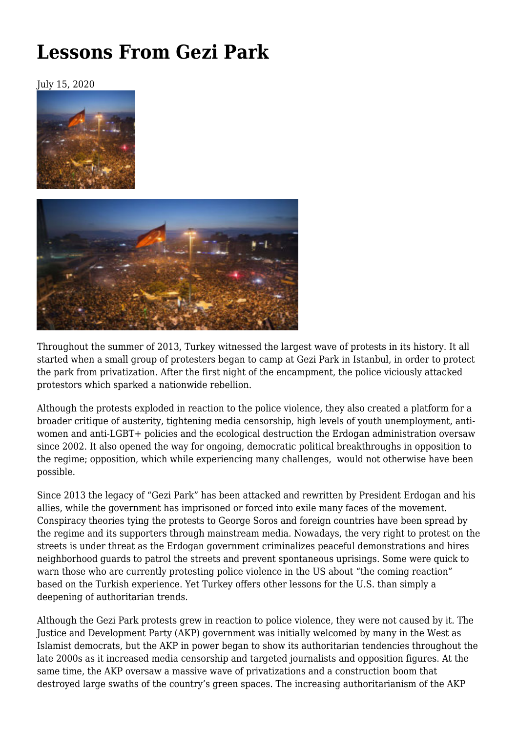# Lessons From Gezi Park

July 15, 2020

Throughout the summer of 2013, Turkey witnessed the largest wave of protests in its history. It all started when a small group of protesters began to camp at Gezi Park in Istanbul, in order to protect the park from privatization. After the first night of the encampment, the police viciously attacked protestors which sparked a nationwide rebellion.

Although the protests exploded in reaction to the police violence, they also created a platform for a broader critique of austerity, tightening media censorship, high levels of youth unemployment, anti-women and anti-LGBT+ policies and the ecological destruction the Erdogan administration oversaw since 2002. It also opened the way for ongoing, democratic political breakthroughs in opposition to the regime; opposition, which while experiencing many challenges, would not otherwise have been possible.

Since 2013 the legacy of "Gezi Park" has been attacked and rewritten by President Erdogan and his allies, while the government has imprisoned or forced into exile many faces of the movement. Conspiracy theories tying the protests to George Soros and foreign countries have been spread by the regime and its supporters through mainstream media. Nowadays, the very right to protest on the streets is under threat as the Erdogan government criminalizes peaceful demonstrations and hires neighborhood guards to patrol the streets and prevent spontaneous uprisings. Some were quick to warn those who are currently protesting police violence in the US about "the coming reaction" based on the Turkish experience. Yet Turkey offers other lessons for the U.S. than simply a deepening of authoritarian trends.

Although the Gezi Park protests grew in reaction to police violence, they were not caused by it. The Justice and Development Party (AKP) government was initially welcomed by many in the West as Islamist democrats, but the AKP in power began to show its authoritarian tendencies throughout the late 2000s as it increased media censorship and targeted journalists and opposition figures. At the same time, the AKP oversaw a massive wave of privatizations and a construction boom that destroyed large swaths of the country's green spaces. The increasing authoritarianism of the AKP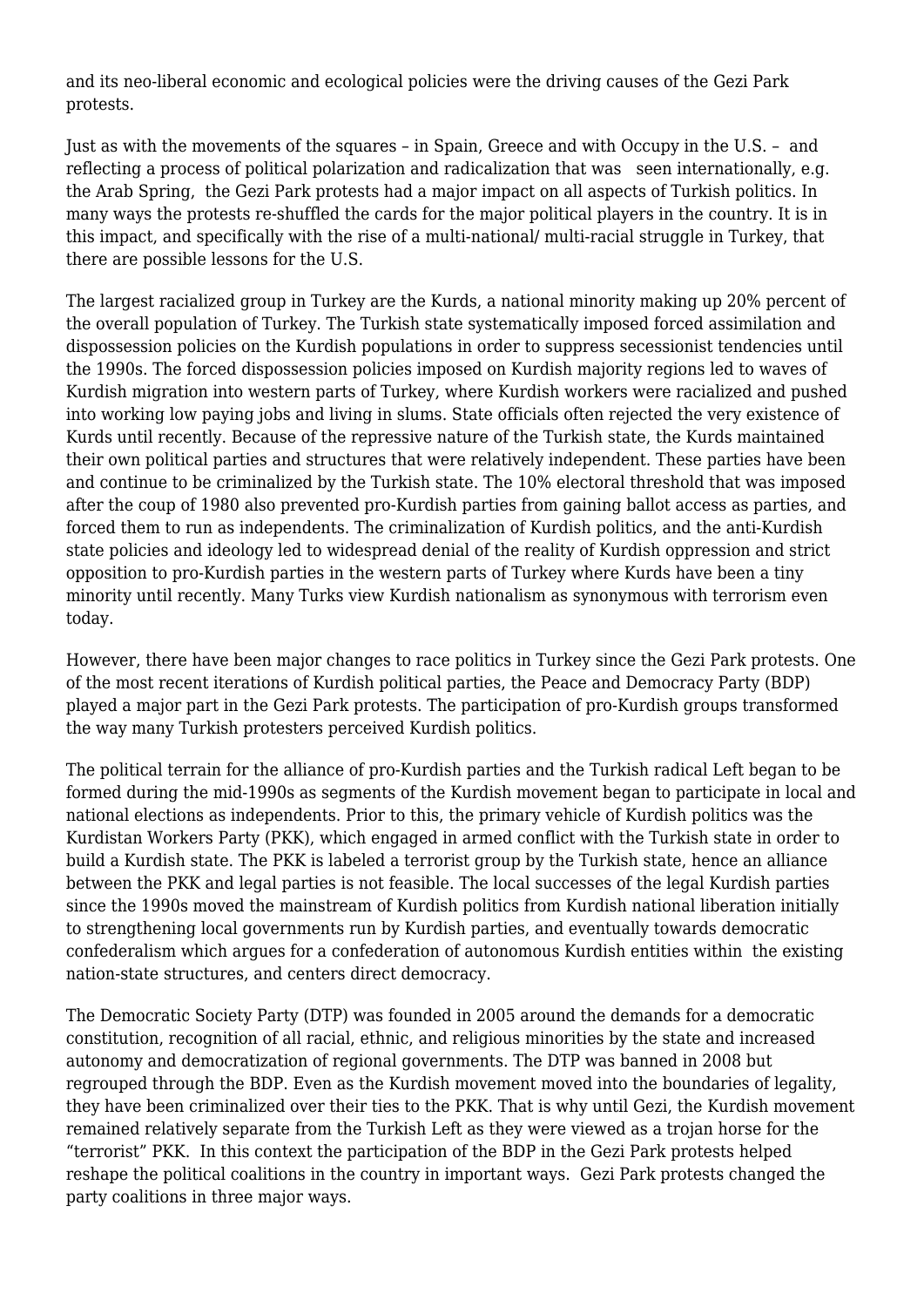and its neo-liberal economic and ecological policies were the driving causes of the Gezi Park protests.

Just as with the movements of the squares – in Spain, Greece and with Occupy in the U.S. – and reflecting a process of political polarization and radicalization that was seen internationally, e.g. the Arab Spring, the Gezi Park protests had a major impact on all aspects of Turkish politics. In many ways the protests re-shuffled the cards for the major political players in the country. It is in this impact, and specifically with the rise of a multi-national/ multi-racial struggle in Turkey, that there are possible lessons for the U.S.

The largest racialized group in Turkey are the Kurds, a national minority making up 20% percent of the overall population of Turkey. The Turkish state systematically imposed forced assimilation and dispossession policies on the Kurdish populations in order to suppress secessionist tendencies until the 1990s. The forced dispossession policies imposed on Kurdish majority regions led to waves of Kurdish migration into western parts of Turkey, where Kurdish workers were racialized and pushed into working low paying jobs and living in slums. State officials often rejected the very existence of Kurds until recently. Because of the repressive nature of the Turkish state, the Kurds maintained their own political parties and structures that were relatively independent. These parties have been and continue to be criminalized by the Turkish state. The 10% electoral threshold that was imposed after the coup of 1980 also prevented pro-Kurdish parties from gaining ballot access as parties, and forced them to run as independents. The criminalization of Kurdish politics, and the anti-Kurdish state policies and ideology led to widespread denial of the reality of Kurdish oppression and strict opposition to pro-Kurdish parties in the western parts of Turkey where Kurds have been a tiny minority until recently. Many Turks view Kurdish nationalism as synonymous with terrorism even today.

However, there have been major changes to race politics in Turkey since the Gezi Park protests. One of the most recent iterations of Kurdish political parties, the Peace and Democracy Party (BDP) played a major part in the Gezi Park protests. The participation of pro-Kurdish groups transformed the way many Turkish protesters perceived Kurdish politics.

The political terrain for the alliance of pro-Kurdish parties and the Turkish radical Left began to be formed during the mid-1990s as segments of the Kurdish movement began to participate in local and national elections as independents. Prior to this, the primary vehicle of Kurdish politics was the Kurdistan Workers Party (PKK), which engaged in armed conflict with the Turkish state in order to build a Kurdish state. The PKK is labeled a terrorist group by the Turkish state, hence an alliance between the PKK and legal parties is not feasible. The local successes of the legal Kurdish parties since the 1990s moved the mainstream of Kurdish politics from Kurdish national liberation initially to strengthening local governments run by Kurdish parties, and eventually towards democratic confederalism which argues for a confederation of autonomous Kurdish entities within the existing nation-state structures, and centers direct democracy.

The Democratic Society Party (DTP) was founded in 2005 around the demands for a democratic constitution, recognition of all racial, ethnic, and religious minorities by the state and increased autonomy and democratization of regional governments. The DTP was banned in 2008 but regrouped through the BDP. Even as the Kurdish movement moved into the boundaries of legality, they have been criminalized over their ties to the PKK. That is why until Gezi, the Kurdish movement remained relatively separate from the Turkish Left as they were viewed as a trojan horse for the "terrorist" PKK. In this context the participation of the BDP in the Gezi Park protests helped reshape the political coalitions in the country in important ways. Gezi Park protests changed the party coalitions in three major ways.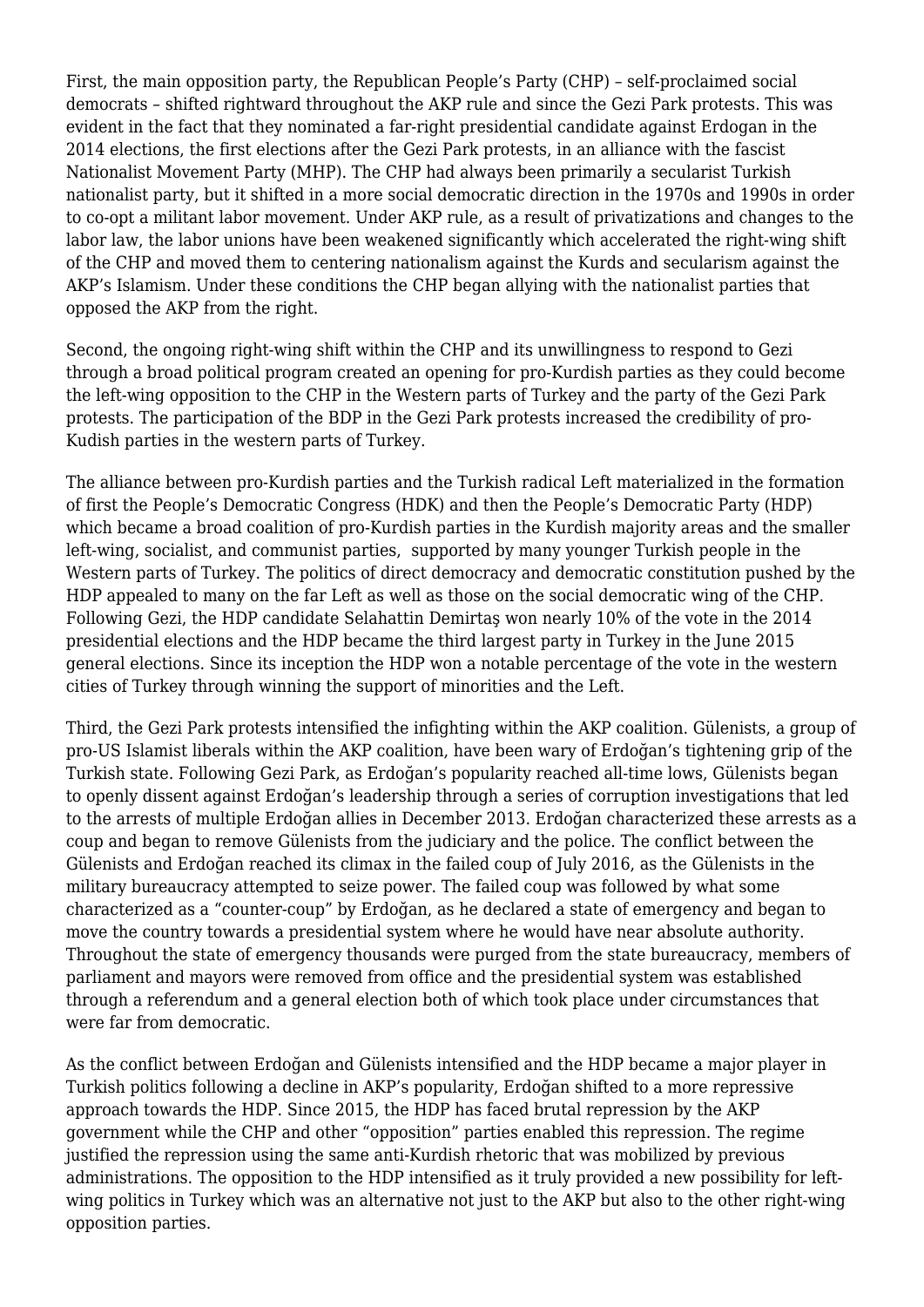First, the main opposition party, the Republican People's Party (CHP) – self-proclaimed social democrats – shifted rightward throughout the AKP rule and since the Gezi Park protests. This was evident in the fact that they nominated a far-right presidential candidate against Erdogan in the 2014 elections, the first elections after the Gezi Park protests, in an alliance with the fascist Nationalist Movement Party (MHP). The CHP had always been primarily a secularist Turkish nationalist party, but it shifted in a more social democratic direction in the 1970s and 1990s in order to co-opt a militant labor movement. Under AKP rule, as a result of privatizations and changes to the labor law, the labor unions have been weakened significantly which accelerated the right-wing shift of the CHP and moved them to centering nationalism against the Kurds and secularism against the AKP's Islamism. Under these conditions the CHP began allying with the nationalist parties that opposed the AKP from the right.

Second, the ongoing right-wing shift within the CHP and its unwillingness to respond to Gezi through a broad political program created an opening for pro-Kurdish parties as they could become the left-wing opposition to the CHP in the Western parts of Turkey and the party of the Gezi Park protests. The participation of the BDP in the Gezi Park protests increased the credibility of pro-Kudish parties in the western parts of Turkey.

The alliance between pro-Kurdish parties and the Turkish radical Left materialized in the formation of first the People's Democratic Congress (HDK) and then the People's Democratic Party (HDP) which became a broad coalition of pro-Kurdish parties in the Kurdish majority areas and the smaller left-wing, socialist, and communist parties,  supported by many younger Turkish people in the Western parts of Turkey. The politics of direct democracy and democratic constitution pushed by the HDP appealed to many on the far Left as well as those on the social democratic wing of the CHP. Following Gezi, the HDP candidate Selahattin Demirtaş won nearly 10% of the vote in the 2014 presidential elections and the HDP became the third largest party in Turkey in the June 2015 general elections. Since its inception the HDP won a notable percentage of the vote in the western cities of Turkey through winning the support of minorities and the Left.

Third, the Gezi Park protests intensified the infighting within the AKP coalition. Gülenists, a group of pro-US Islamist liberals within the AKP coalition, have been wary of Erdoğan's tightening grip of the Turkish state. Following Gezi Park, as Erdoğan's popularity reached all-time lows, Gülenists began to openly dissent against Erdoğan's leadership through a series of corruption investigations that led to the arrests of multiple Erdoğan allies in December 2013. Erdoğan characterized these arrests as a coup and began to remove Gülenists from the judiciary and the police. The conflict between the Gülenists and Erdoğan reached its climax in the failed coup of July 2016, as the Gülenists in the military bureaucracy attempted to seize power. The failed coup was followed by what some characterized as a "counter-coup" by Erdoğan, as he declared a state of emergency and began to move the country towards a presidential system where he would have near absolute authority. Throughout the state of emergency thousands were purged from the state bureaucracy, members of parliament and mayors were removed from office and the presidential system was established through a referendum and a general election both of which took place under circumstances that were far from democratic.

As the conflict between Erdoğan and Gülenists intensified and the HDP became a major player in Turkish politics following a decline in AKP's popularity, Erdoğan shifted to a more repressive approach towards the HDP. Since 2015, the HDP has faced brutal repression by the AKP government while the CHP and other "opposition" parties enabled this repression. The regime justified the repression using the same anti-Kurdish rhetoric that was mobilized by previous administrations. The opposition to the HDP intensified as it truly provided a new possibility for left-wing politics in Turkey which was an alternative not just to the AKP but also to the other right-wing opposition parties.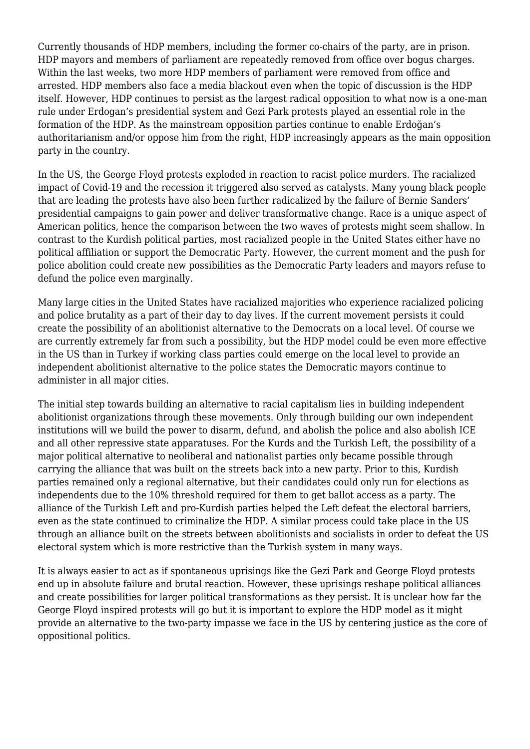Currently thousands of HDP members, including the former co-chairs of the party, are in prison. HDP mayors and members of parliament are repeatedly removed from office over bogus charges. Within the last weeks, two more HDP members of parliament were removed from office and arrested. HDP members also face a media blackout even when the topic of discussion is the HDP itself. However, HDP continues to persist as the largest radical opposition to what now is a one-man rule under Erdogan's presidential system and Gezi Park protests played an essential role in the formation of the HDP. As the mainstream opposition parties continue to enable Erdoğan's authoritarianism and/or oppose him from the right, HDP increasingly appears as the main opposition party in the country.

In the US, the George Floyd protests exploded in reaction to racist police murders. The racialized impact of Covid-19 and the recession it triggered also served as catalysts. Many young black people that are leading the protests have also been further radicalized by the failure of Bernie Sanders' presidential campaigns to gain power and deliver transformative change. Race is a unique aspect of American politics, hence the comparison between the two waves of protests might seem shallow. In contrast to the Kurdish political parties, most racialized people in the United States either have no political affiliation or support the Democratic Party. However, the current moment and the push for police abolition could create new possibilities as the Democratic Party leaders and mayors refuse to defund the police even marginally.

Many large cities in the United States have racialized majorities who experience racialized policing and police brutality as a part of their day to day lives. If the current movement persists it could create the possibility of an abolitionist alternative to the Democrats on a local level. Of course we are currently extremely far from such a possibility, but the HDP model could be even more effective in the US than in Turkey if working class parties could emerge on the local level to provide an independent abolitionist alternative to the police states the Democratic mayors continue to administer in all major cities.

The initial step towards building an alternative to racial capitalism lies in building independent abolitionist organizations through these movements. Only through building our own independent institutions will we build the power to disarm, defund, and abolish the police and also abolish ICE and all other repressive state apparatuses. For the Kurds and the Turkish Left, the possibility of a major political alternative to neoliberal and nationalist parties only became possible through carrying the alliance that was built on the streets back into a new party. Prior to this, Kurdish parties remained only a regional alternative, but their candidates could only run for elections as independents due to the 10% threshold required for them to get ballot access as a party. The alliance of the Turkish Left and pro-Kurdish parties helped the Left defeat the electoral barriers, even as the state continued to criminalize the HDP. A similar process could take place in the US through an alliance built on the streets between abolitionists and socialists in order to defeat the US electoral system which is more restrictive than the Turkish system in many ways.

It is always easier to act as if spontaneous uprisings like the Gezi Park and George Floyd protests end up in absolute failure and brutal reaction. However, these uprisings reshape political alliances and create possibilities for larger political transformations as they persist. It is unclear how far the George Floyd inspired protests will go but it is important to explore the HDP model as it might provide an alternative to the two-party impasse we face in the US by centering justice as the core of oppositional politics.